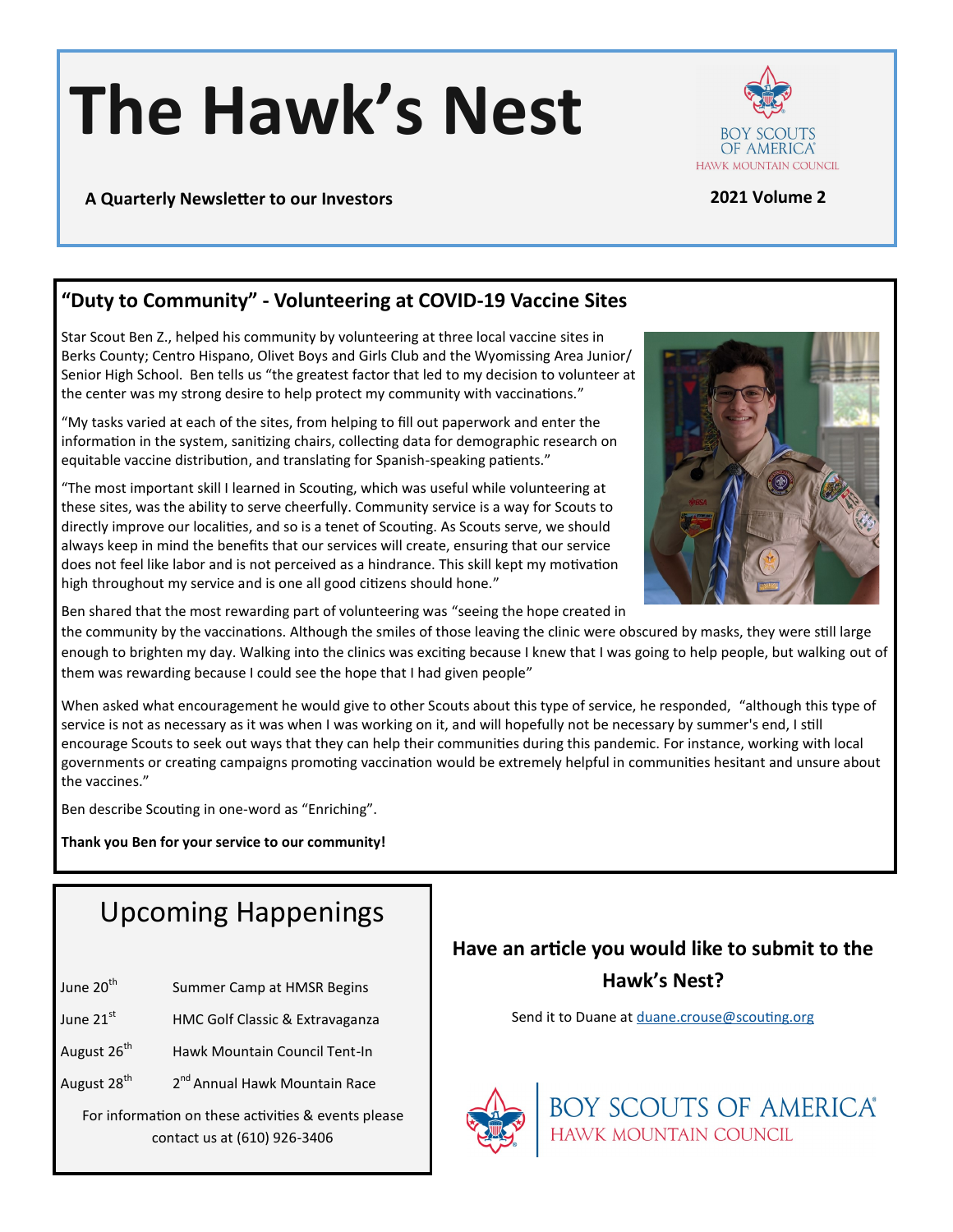# The Hawk's Nest

**A Quarterly Newsletter to our Investors**

**2021 Volume 2**

BOY SCOUTS OF AMERICA
HAWK MOUNTAIN COUNCIL

## "Duty to Community" - Volunteering at COVID-19 Vaccine Sites

Star Scout Ben Z., helped his community by volunteering at three local vaccine sites in Berks County; Centro Hispano, Olivet Boys and Girls Club and the Wyomissing Area Junior/Senior High School. Ben tells us "the greatest factor that led to my decision to volunteer at the center was my strong desire to help protect my community with vaccinations."

"My tasks varied at each of the sites, from helping to fill out paperwork and enter the information in the system, sanitizing chairs, collecting data for demographic research on equitable vaccine distribution, and translating for Spanish-speaking patients."

"The most important skill I learned in Scouting, which was useful while volunteering at these sites, was the ability to serve cheerfully. Community service is a way for Scouts to directly improve our localities, and so is a tenet of Scouting. As Scouts serve, we should always keep in mind the benefits that our services will create, ensuring that our service does not feel like labor and is not perceived as a hindrance. This skill kept my motivation high throughout my service and is one all good citizens should hone."

Ben shared that the most rewarding part of volunteering was "seeing the hope created in the community by the vaccinations. Although the smiles of those leaving the clinic were obscured by masks, they were still large enough to brighten my day. Walking into the clinics was exciting because I knew that I was going to help people, but walking out of them was rewarding because I could see the hope that I had given people"

When asked what encouragement he would give to other Scouts about this type of service, he responded, "although this type of service is not as necessary as it was when I was working on it, and will hopefully not be necessary by summer's end, I still encourage Scouts to seek out ways that they can help their communities during this pandemic. For instance, working with local governments or creating campaigns promoting vaccination would be extremely helpful in communities hesitant and unsure about the vaccines."

Ben describe Scouting in one-word as "Enriching".

**Thank you Ben for your service to our community!**

## Upcoming Happenings

| | |
|---|---|
| June 20th | Summer Camp at HMSR Begins |
| June 21st | HMC Golf Classic & Extravaganza |
| August 26th | Hawk Mountain Council Tent-In |
| August 28th | 2nd Annual Hawk Mountain Race |

For information on these activities & events please contact us at (610) 926-3406

### Have an article you would like to submit to the Hawk's Nest?

Send it to Duane at duane.crouse@scouting.org

BOY SCOUTS OF AMERICA
HAWK MOUNTAIN COUNCIL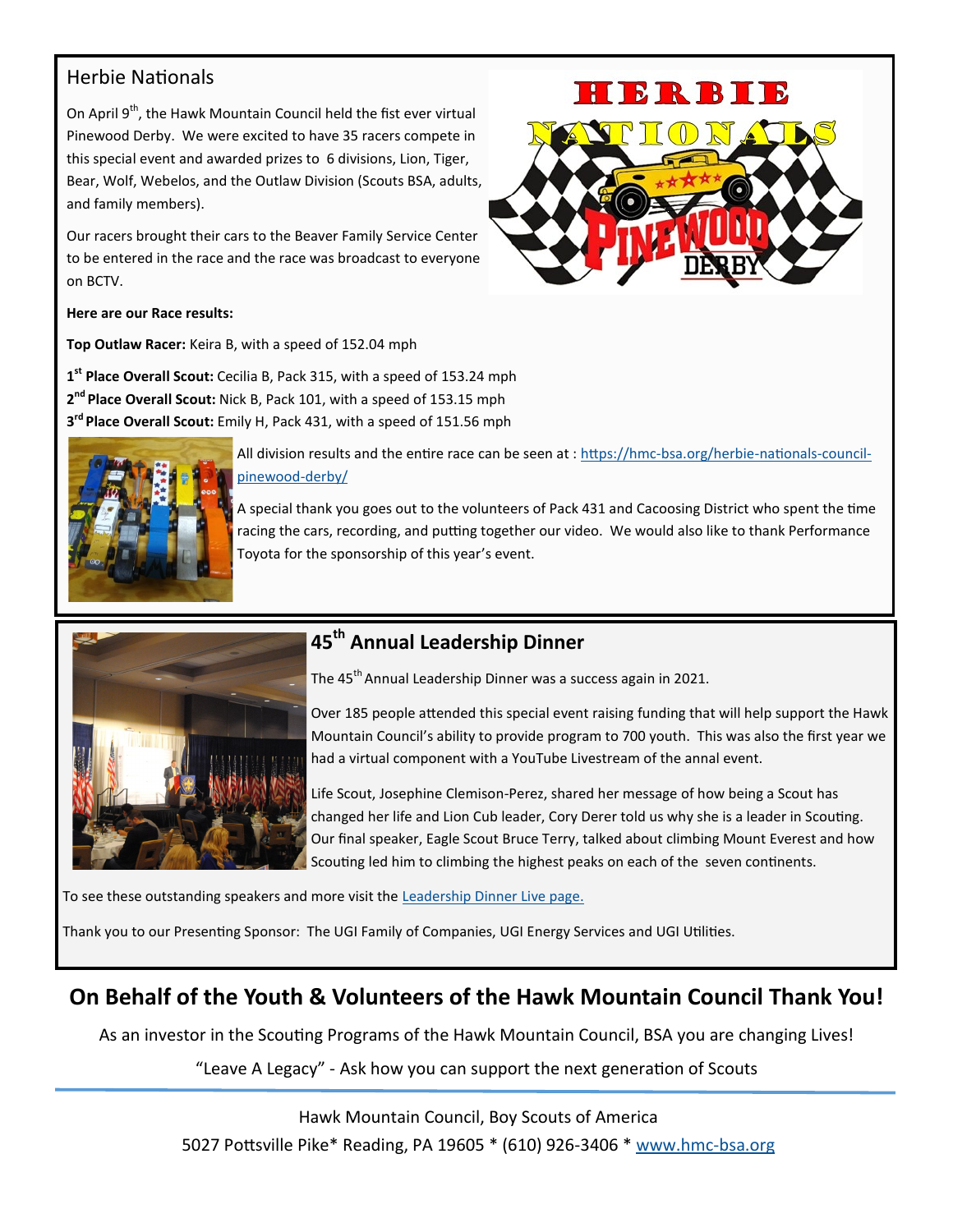## Herbie Nationals

On April 9th, the Hawk Mountain Council held the fist ever virtual Pinewood Derby. We were excited to have 35 racers compete in this special event and awarded prizes to 6 divisions, Lion, Tiger, Bear, Wolf, Webelos, and the Outlaw Division (Scouts BSA, adults, and family members).

Our racers brought their cars to the Beaver Family Service Center to be entered in the race and the race was broadcast to everyone on BCTV.

**Here are our Race results:**

**Top Outlaw Racer:** Keira B, with a speed of 152.04 mph

**1st Place Overall Scout:** Cecilia B, Pack 315, with a speed of 153.24 mph
**2nd Place Overall Scout:** Nick B, Pack 101, with a speed of 153.15 mph
**3rd Place Overall Scout:** Emily H, Pack 431, with a speed of 151.56 mph

All division results and the entire race can be seen at : https://hmc-bsa.org/herbie-nationals-council-pinewood-derby/

A special thank you goes out to the volunteers of Pack 431 and Cacoosing District who spent the time racing the cars, recording, and putting together our video. We would also like to thank Performance Toyota for the sponsorship of this year's event.

## 45th Annual Leadership Dinner

The 45th Annual Leadership Dinner was a success again in 2021.

Over 185 people attended this special event raising funding that will help support the Hawk Mountain Council's ability to provide program to 700 youth. This was also the first year we had a virtual component with a YouTube Livestream of the annal event.

Life Scout, Josephine Clemison-Perez, shared her message of how being a Scout has changed her life and Lion Cub leader, Cory Derer told us why she is a leader in Scouting. Our final speaker, Eagle Scout Bruce Terry, talked about climbing Mount Everest and how Scouting led him to climbing the highest peaks on each of the seven continents.

To see these outstanding speakers and more visit the Leadership Dinner Live page.

Thank you to our Presenting Sponsor: The UGI Family of Companies, UGI Energy Services and UGI Utilities.

## On Behalf of the Youth & Volunteers of the Hawk Mountain Council Thank You!

As an investor in the Scouting Programs of the Hawk Mountain Council, BSA you are changing Lives!

"Leave A Legacy" - Ask how you can support the next generation of Scouts

Hawk Mountain Council, Boy Scouts of America
5027 Pottsville Pike* Reading, PA 19605 * (610) 926-3406 * www.hmc-bsa.org